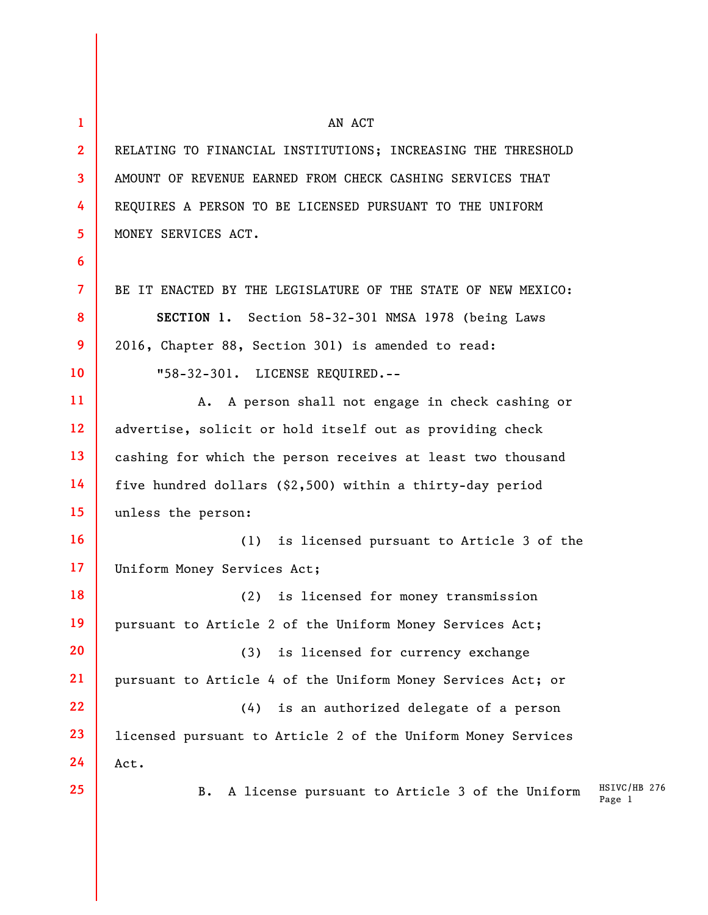AN ACT

RELATING TO FINANCIAL INSTITUTIONS; INCREASING THE THRESHOLD AMOUNT OF REVENUE EARNED FROM CHECK CASHING SERVICES THAT REQUIRES A PERSON TO BE LICENSED PURSUANT TO THE UNIFORM MONEY SERVICES ACT.

BE IT ENACTED BY THE LEGISLATURE OF THE STATE OF NEW MEXICO:

**SECTION 1.** Section 58-32-301 NMSA 1978 (being Laws 2016, Chapter 88, Section 301) is amended to read:

"58-32-301. LICENSE REQUIRED.--

A. A person shall not engage in check cashing or advertise, solicit or hold itself out as providing check cashing for which the person receives at least two thousand five hundred dollars ($2,500) within a thirty-day period unless the person:

(1) is licensed pursuant to Article 3 of the Uniform Money Services Act;

(2) is licensed for money transmission pursuant to Article 2 of the Uniform Money Services Act;

(3) is licensed for currency exchange pursuant to Article 4 of the Uniform Money Services Act; or

(4) is an authorized delegate of a person licensed pursuant to Article 2 of the Uniform Money Services Act.

B. A license pursuant to Article 3 of the Uniform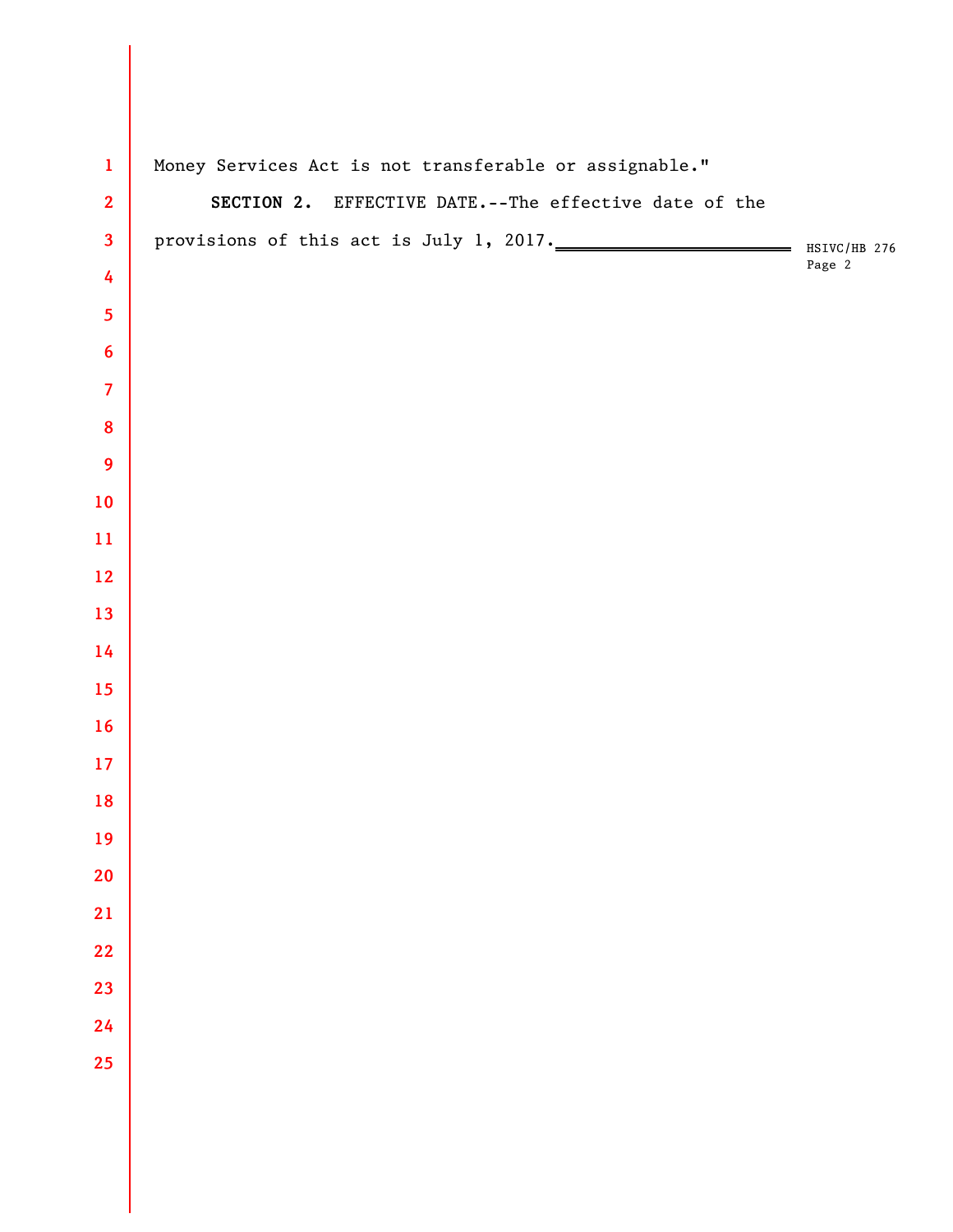Money Services Act is not transferable or assignable."

**SECTION 2.** EFFECTIVE DATE.--The effective date of the provisions of this act is July 1, 2017.